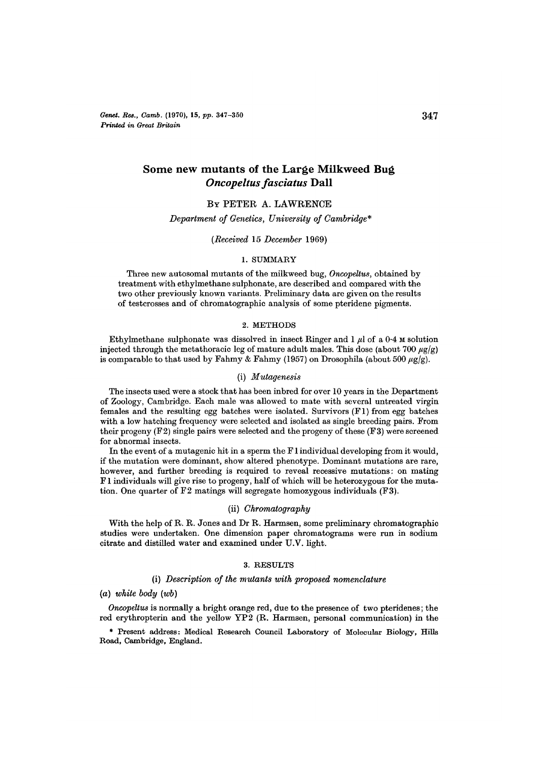# Some new mutants of the Large Milkweed Bug *Oncopeltus fasciatus* Dall

By PETER A. LAWRENCE

*Department of Genetics, University of Cambridge**

*(Received 15 December 1969)*

## 1. SUMMARY

Three new autosomal mutants of the milkweed bug, *Oncopeltus*, obtained by treatment with ethylmethane sulphonate, are described and compared with the two other previously known variants. Preliminary data are given on the results of testcrosses and of chromatographic analysis of some pteridene pigments.

## 2. METHODS

Ethylmethane sulphonate was dissolved in insect Ringer and 1 $\mu$l of a 0·4 M solution injected through the metathoracic leg of mature adult males. This dose (about 700 $\mu g/g$) is comparable to that used by Fahmy & Fahmy (1957) on Drosophila (about 500 $\mu g/g$).

### (i) *Mutagenesis*

The insects used were a stock that has been inbred for over 10 years in the Department of Zoology, Cambridge. Each male was allowed to mate with several untreated virgin females and the resulting egg batches were isolated. Survivors (F1) from egg batches with a low hatching frequency were selected and isolated as single breeding pairs. From their progeny (F2) single pairs were selected and the progeny of these (F3) were screened for abnormal insects.

In the event of a mutagenic hit in a sperm the F1 individual developing from it would, if the mutation were dominant, show altered phenotype. Dominant mutations are rare, however, and further breeding is required to reveal recessive mutations: on mating F1 individuals will give rise to progeny, half of which will be heterozygous for the mutation. One quarter of F2 matings will segregate homozygous individuals (F3).

### (ii) *Chromatography*

With the help of R. R. Jones and Dr R. Harmsen, some preliminary chromatographic studies were undertaken. One dimension paper chromatograms were run in sodium citrate and distilled water and examined under U.V. light.

## 3. RESULTS

### (i) *Description of the mutants with proposed nomenclature*

*(a) white body (wb)*

*Oncopeltus* is normally a bright orange red, due to the presence of two pteridenes; the red erythropterin and the yellow YP2 (R. Harmsen, personal communication) in the

\* Present address: Medical Research Council Laboratory of Molecular Biology, Hills Road, Cambridge, England.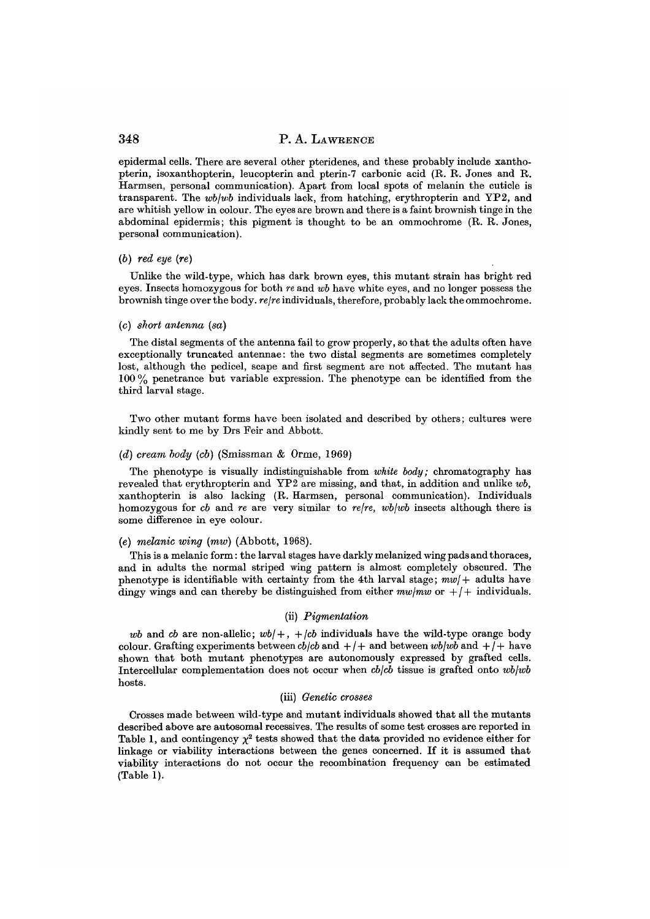epidermal cells. There are several other pteridenes, and these probably include xanthopterin, isoxanthopterin, leucopterin and pterin-7 carbonic acid (R. R. Jones and R. Harmsen, personal communication). Apart from local spots of melanin the cuticle is transparent. The *wb/wb* individuals lack, from hatching, erythropterin and YP2, and are whitish yellow in colour. The eyes are brown and there is a faint brownish tinge in the abdominal epidermis; this pigment is thought to be an ommochrome (R. R. Jones, personal communication).

#### (*b*) *red eye* (*re*)

Unlike the wild-type, which has dark brown eyes, this mutant strain has bright red eyes. Insects homozygous for both *re* and *wb* have white eyes, and no longer possess the brownish tinge over the body. *re/re* individuals, therefore, probably lack the ommochrome.

#### (*c*) *short antenna* (*sa*)

The distal segments of the antenna fail to grow properly, so that the adults often have exceptionally truncated antennae: the two distal segments are sometimes completely lost, although the pedicel, scape and first segment are not affected. The mutant has 100 % penetrance but variable expression. The phenotype can be identified from the third larval stage.

Two other mutant forms have been isolated and described by others; cultures were kindly sent to me by Drs Feir and Abbott.

#### (*d*) *cream body* (*cb*) (Smissman & Orme, 1969)

The phenotype is visually indistinguishable from *white body;* chromatography has revealed that erythropterin and YP2 are missing, and that, in addition and unlike *wb*, xanthopterin is also lacking (R. Harmsen, personal communication). Individuals homozygous for *cb* and *re* are very similar to *re/re, wb/wb* insects although there is some difference in eye colour.

#### (*e*) *melanic wing* (*mw*) (Abbott, 1968).

This is a melanic form: the larval stages have darkly melanized wing pads and thoraces, and in adults the normal striped wing pattern is almost completely obscured. The phenotype is identifiable with certainty from the 4th larval stage; *mw/+* adults have dingy wings and can thereby be distinguished from either *mw/mw* or *+/+* individuals.

### (ii) *Pigmentation*

*wb* and *cb* are non-allelic; *wb/+*, *+/cb* individuals have the wild-type orange body colour. Grafting experiments between *cb/cb* and *+/+* and between *wb/wb* and *+/+* have shown that both mutant phenotypes are autonomously expressed by grafted cells. Intercellular complementation does not occur when *cb/cb* tissue is grafted onto *wb/wb* hosts.

### (iii) *Genetic crosses*

Crosses made between wild-type and mutant individuals showed that all the mutants described above are autosomal recessives. The results of some test crosses are reported in Table 1, and contingency $\chi^2$ tests showed that the data provided no evidence either for linkage or viability interactions between the genes concerned. If it is assumed that viability interactions do not occur the recombination frequency can be estimated (Table 1).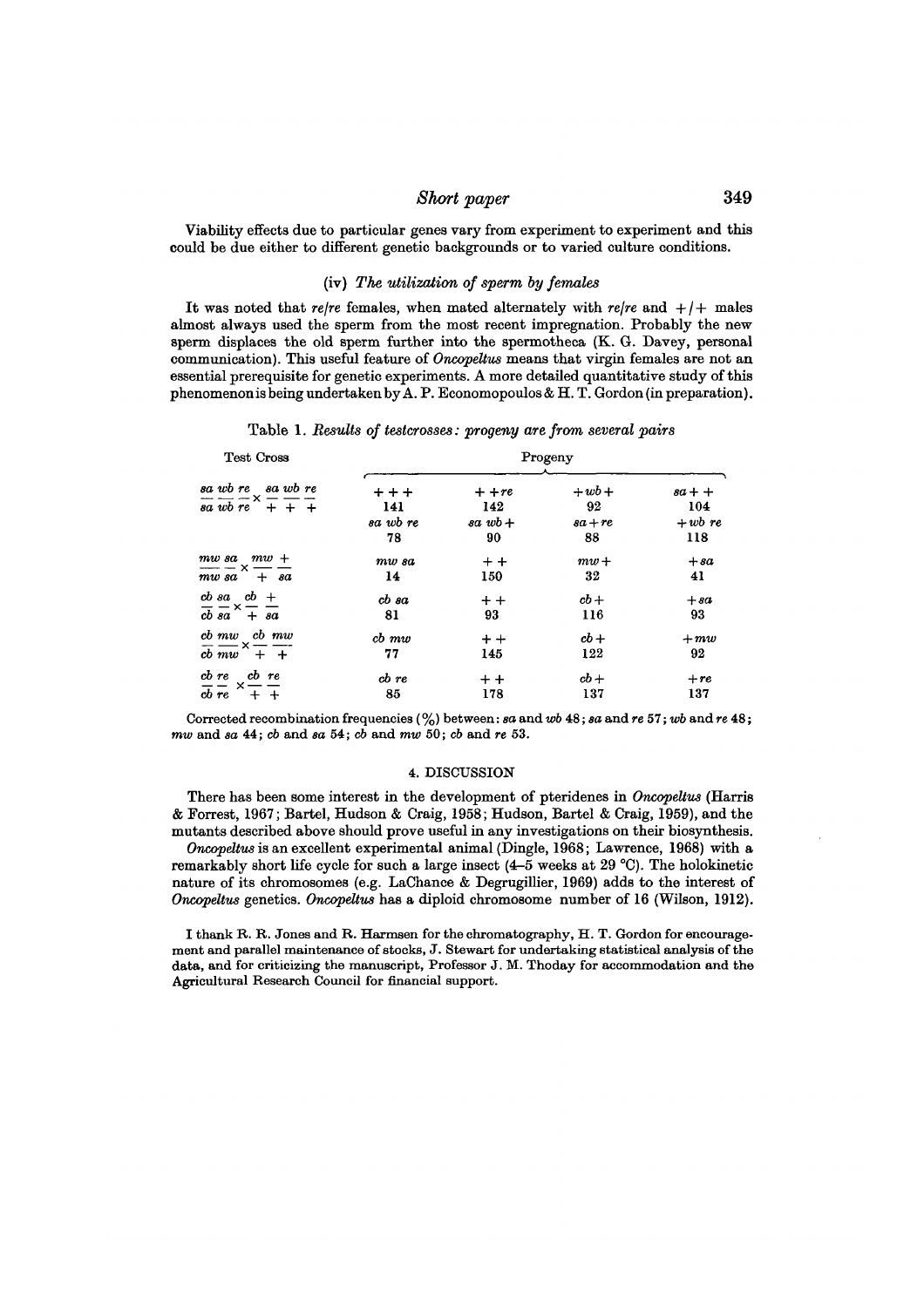Viability effects due to particular genes vary from experiment to experiment and this could be due either to different genetic backgrounds or to varied culture conditions.

### (iv) *The utilization of sperm by females*

It was noted that *re*/*re* females, when mated alternately with *re*/*re* and +/+ males almost always used the sperm from the most recent impregnation. Probably the new sperm displaces the old sperm further into the spermotheca (K. G. Davey, personal communication). This useful feature of *Oncopeltus* means that virgin females are not an essential prerequisite for genetic experiments. A more detailed quantitative study of this phenomenon is being undertaken by A. P. Economopoulos & H. T. Gordon (in preparation).

Table 1. *Results of testcrosses: progeny are from several pairs*

| Test Cross | Progeny | | | |
|---|---|---|---|---|
| $\frac{sa\ wb\ re}{sa\ wb\ re} \times \frac{sa\ wb\ re}{+\ +\ +}$ | + + + | + + *re* | + *wb* + | *sa* + + |
| | 141 | 142 | 92 | 104 |
| | *sa wb re* | *sa wb* + | *sa* + *re* | + *wb re* |
| | 78 | 90 | 88 | 118 |
| $\frac{mw\ sa}{mw\ sa} \times \frac{mw\ +}{+\ sa}$ | *mw sa* | + + | *mw* + | + *sa* |
| | 14 | 150 | 32 | 41 |
| $\frac{cb\ sa}{cb\ sa} \times \frac{cb\ +}{+\ sa}$ | *cb sa* | + + | *cb* + | + *sa* |
| | 81 | 93 | 116 | 93 |
| $\frac{cb\ mw}{cb\ mw} \times \frac{cb\ mw}{+\ +}$ | *cb mw* | + + | *cb* + | + *mw* |
| | 77 | 145 | 122 | 92 |
| $\frac{cb\ re}{cb\ re} \times \frac{cb\ re}{+\ +}$ | *cb re* | + + | *cb* + | + *re* |
| | 85 | 178 | 137 | 137 |

Corrected recombination frequencies (%) between: *sa* and *wb* 48; *sa* and *re* 57; *wb* and *re* 48; *mw* and *sa* 44; *cb* and *sa* 54; *cb* and *mw* 50; *cb* and *re* 53.

## 4. DISCUSSION

There has been some interest in the development of pteridenes in *Oncopeltus* (Harris & Forrest, 1967; Bartel, Hudson & Craig, 1958; Hudson, Bartel & Craig, 1959), and the mutants described above should prove useful in any investigations on their biosynthesis.

*Oncopeltus* is an excellent experimental animal (Dingle, 1968; Lawrence, 1968) with a remarkably short life cycle for such a large insect (4–5 weeks at 29 °C). The holokinetic nature of its chromosomes (e.g. LaChance & Degrugillier, 1969) adds to the interest of *Oncopeltus* genetics. *Oncopeltus* has a diploid chromosome number of 16 (Wilson, 1912).

I thank R. R. Jones and R. Harmsen for the chromatography, H. T. Gordon for encouragement and parallel maintenance of stocks, J. Stewart for undertaking statistical analysis of the data, and for criticizing the manuscript, Professor J. M. Thoday for accommodation and the Agricultural Research Council for financial support.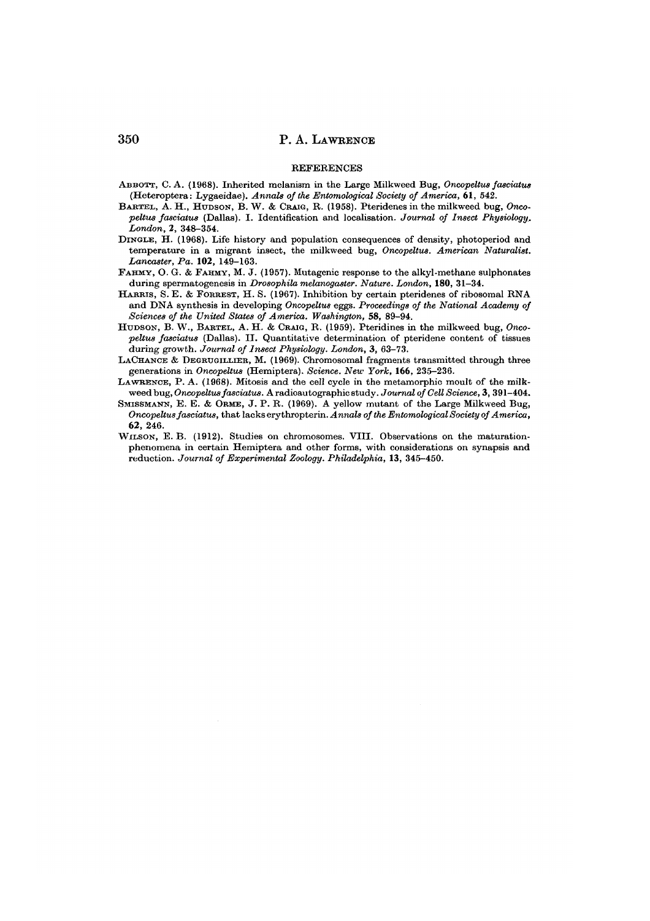## REFERENCES

Abbott, C. A. (1968). Inherited melanism in the Large Milkweed Bug, *Oncopeltus fasciatus* (Heteroptera: Lygaeidae). *Annals of the Entomological Society of America*, **61**, 542.

Bartel, A. H., Hudson, B. W. & Craig, R. (1958). Pteridenes in the milkweed bug, *Oncopeltus fasciatus* (Dallas). I. Identification and localisation. *Journal of Insect Physiology. London*, **2**, 348–354.

Dingle, H. (1968). Life history and population consequences of density, photoperiod and temperature in a migrant insect, the milkweed bug, *Oncopeltus*. *American Naturalist. Lancaster, Pa.* **102**, 149–163.

Fahmy, O. G. & Fahmy, M. J. (1957). Mutagenic response to the alkyl-methane sulphonates during spermatogenesis in *Drosophila melanogaster*. *Nature. London*, **180**, 31–34.

Harris, S. E. & Forrest, H. S. (1967). Inhibition by certain pteridenes of ribosomal RNA and DNA synthesis in developing *Oncopeltus* eggs. *Proceedings of the National Academy of Sciences of the United States of America. Washington*, **58**, 89–94.

Hudson, B. W., Bartel, A. H. & Craig, R. (1959). Pteridines in the milkweed bug, *Oncopeltus fasciatus* (Dallas). II. Quantitative determination of pteridene content of tissues during growth. *Journal of Insect Physiology. London*, **3**, 63–73.

LaChance & Degrugillier, M. (1969). Chromosomal fragments transmitted through three generations in *Oncopeltus* (Hemiptera). *Science. New York*, **166**, 235–236.

Lawrence, P. A. (1968). Mitosis and the cell cycle in the metamorphic moult of the milkweed bug, *Oncopeltus fasciatus*. A radioautographic study. *Journal of Cell Science*, **3**, 391–404.

Smissmann, E. E. & Orme, J. P. R. (1969). A yellow mutant of the Large Milkweed Bug, *Oncopeltus fasciatus*, that lacks erythropterin. *Annals of the Entomological Society of America*, **62**, 246.

Wilson, E. B. (1912). Studies on chromosomes. VIII. Observations on the maturation-phenomena in certain Hemiptera and other forms, with considerations on synapsis and reduction. *Journal of Experimental Zoology. Philadelphia*, **13**, 345–450.